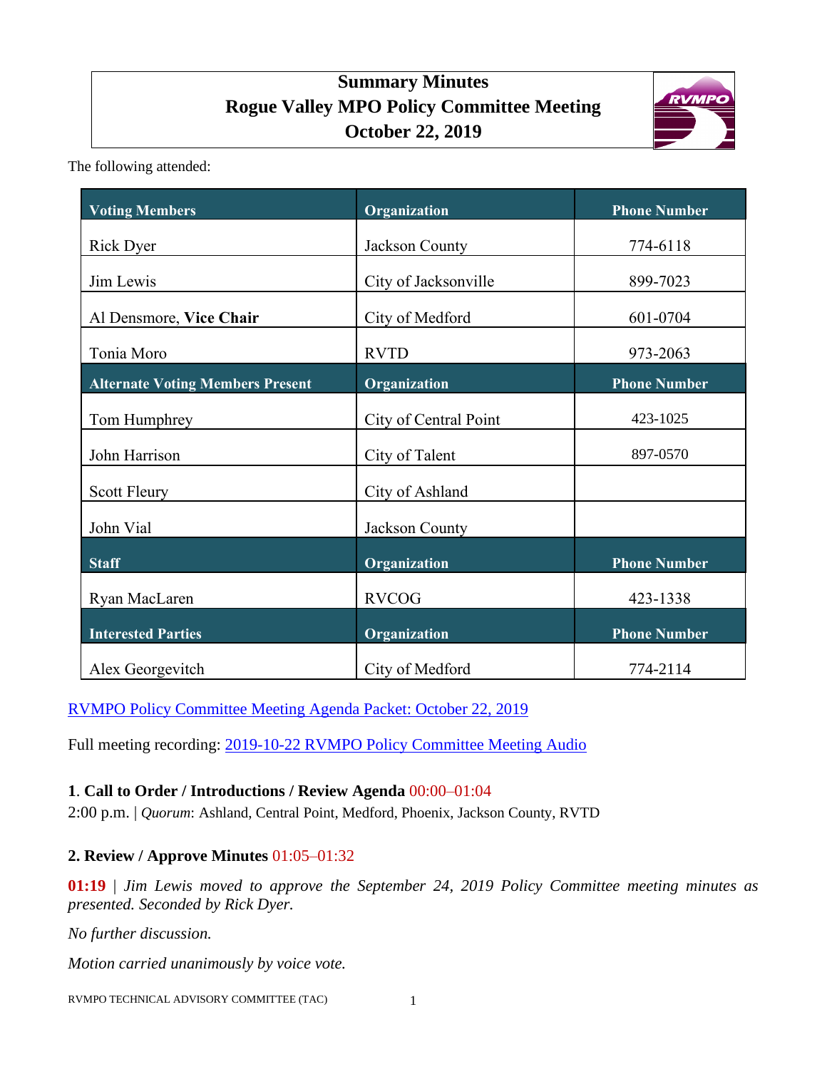# Summary Minutes
# Rogue Valley MPO Policy Committee Meeting
# October 22, 2019

The following attended:

| Voting Members | Organization | Phone Number |
|---|---|---|
| Rick Dyer | Jackson County | 774-6118 |
| Jim Lewis | City of Jacksonville | 899-7023 |
| Al Densmore, **Vice Chair** | City of Medford | 601-0704 |
| Tonia Moro | RVTD | 973-2063 |
| **Alternate Voting Members Present** | **Organization** | **Phone Number** |
| Tom Humphrey | City of Central Point | 423-1025 |
| John Harrison | City of Talent | 897-0570 |
| Scott Fleury | City of Ashland | |
| John Vial | Jackson County | |
| **Staff** | **Organization** | **Phone Number** |
| Ryan MacLaren | RVCOG | 423-1338 |
| **Interested Parties** | **Organization** | **Phone Number** |
| Alex Georgevitch | City of Medford | 774-2114 |

RVMPO Policy Committee Meeting Agenda Packet: October 22, 2019

Full meeting recording: 2019-10-22 RVMPO Policy Committee Meeting Audio

### 1. Call to Order / Introductions / Review Agenda 00:00–01:04

2:00 p.m. | *Quorum*: Ashland, Central Point, Medford, Phoenix, Jackson County, RVTD

### 2. Review / Approve Minutes 01:05–01:32

**01:19** | *Jim Lewis moved to approve the September 24, 2019 Policy Committee meeting minutes as presented. Seconded by Rick Dyer.*

*No further discussion.*

*Motion carried unanimously by voice vote.*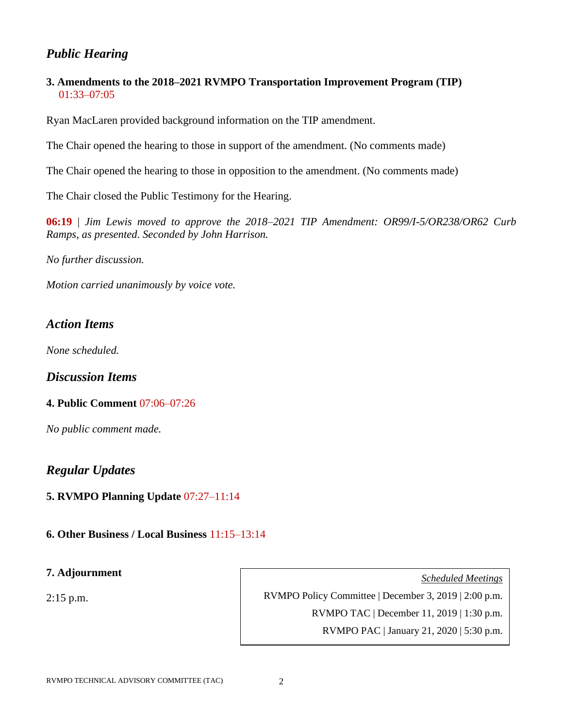## *Public Hearing*

**3. Amendments to the 2018–2021 RVMPO Transportation Improvement Program (TIP)** 01:33–07:05

Ryan MacLaren provided background information on the TIP amendment.

The Chair opened the hearing to those in support of the amendment. (No comments made)

The Chair opened the hearing to those in opposition to the amendment. (No comments made)

The Chair closed the Public Testimony for the Hearing.

**06:19** | *Jim Lewis moved to approve the 2018–2021 TIP Amendment: OR99/I-5/OR238/OR62 Curb Ramps, as presented. Seconded by John Harrison.*

*No further discussion.*

*Motion carried unanimously by voice vote.*

## *Action Items*

*None scheduled.*

## *Discussion Items*

**4. Public Comment** 07:06–07:26

*No public comment made.*

## *Regular Updates*

**5. RVMPO Planning Update** 07:27–11:14

**6. Other Business / Local Business** 11:15–13:14

**7. Adjournment**

2:15 p.m.

*Scheduled Meetings*

RVMPO Policy Committee | December 3, 2019 | 2:00 p.m.

RVMPO TAC | December 11, 2019 | 1:30 p.m.

RVMPO PAC | January 21, 2020 | 5:30 p.m.